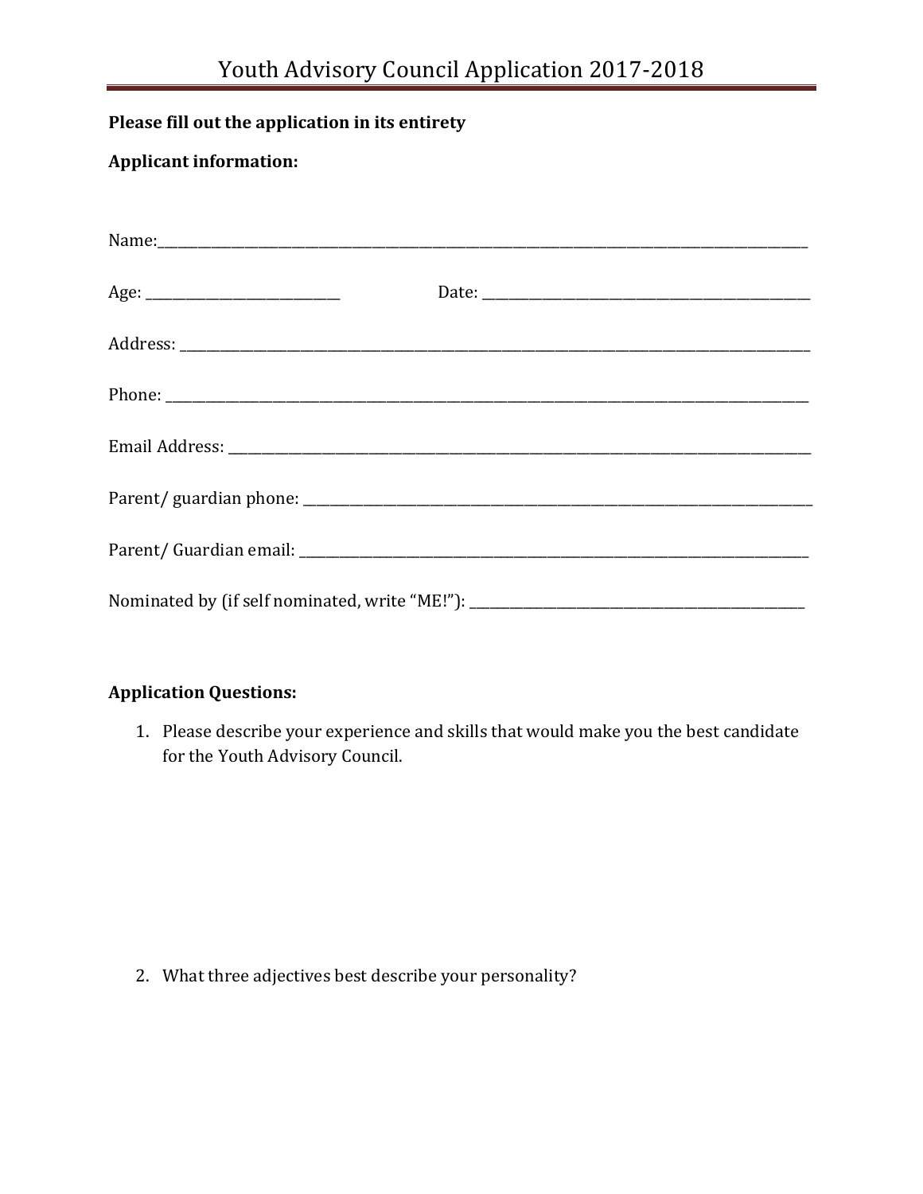# Youth Advisory Council Application 2017-2018

**Please fill out the application in its entirety**

**Applicant information:**

Name:\_\_\_\_\_\_\_\_\_\_\_\_\_\_\_\_\_\_\_\_\_\_\_\_\_\_\_\_\_\_\_\_\_\_\_\_\_\_\_\_\_\_\_\_\_\_\_\_\_\_\_\_\_\_\_\_\_\_\_\_\_\_\_\_\_\_\_\_\_\_\_\_

Age: \_\_\_\_\_\_\_\_\_\_\_\_\_\_\_\_\_\_\_\_\_\_\_\_ Date: \_\_\_\_\_\_\_\_\_\_\_\_\_\_\_\_\_\_\_\_\_\_\_\_\_\_\_\_\_\_\_\_\_\_\_\_\_\_\_\_

Address: \_\_\_\_\_\_\_\_\_\_\_\_\_\_\_\_\_\_\_\_\_\_\_\_\_\_\_\_\_\_\_\_\_\_\_\_\_\_\_\_\_\_\_\_\_\_\_\_\_\_\_\_\_\_\_\_\_\_\_\_\_\_\_\_\_\_\_\_\_\_

Phone: \_\_\_\_\_\_\_\_\_\_\_\_\_\_\_\_\_\_\_\_\_\_\_\_\_\_\_\_\_\_\_\_\_\_\_\_\_\_\_\_\_\_\_\_\_\_\_\_\_\_\_\_\_\_\_\_\_\_\_\_\_\_\_\_\_\_\_\_\_\_\_

Email Address: \_\_\_\_\_\_\_\_\_\_\_\_\_\_\_\_\_\_\_\_\_\_\_\_\_\_\_\_\_\_\_\_\_\_\_\_\_\_\_\_\_\_\_\_\_\_\_\_\_\_\_\_\_\_\_\_\_\_\_\_\_\_\_\_\_\_

Parent/ guardian phone: \_\_\_\_\_\_\_\_\_\_\_\_\_\_\_\_\_\_\_\_\_\_\_\_\_\_\_\_\_\_\_\_\_\_\_\_\_\_\_\_\_\_\_\_\_\_\_\_\_\_\_\_\_\_\_\_\_\_\_\_

Parent/ Guardian email: \_\_\_\_\_\_\_\_\_\_\_\_\_\_\_\_\_\_\_\_\_\_\_\_\_\_\_\_\_\_\_\_\_\_\_\_\_\_\_\_\_\_\_\_\_\_\_\_\_\_\_\_\_\_\_\_\_\_\_\_

Nominated by (if self nominated, write "ME!"): \_\_\_\_\_\_\_\_\_\_\_\_\_\_\_\_\_\_\_\_\_\_\_\_\_\_\_\_\_\_\_\_\_\_\_\_\_\_\_\_

**Application Questions:**

1. Please describe your experience and skills that would make you the best candidate for the Youth Advisory Council.

2. What three adjectives best describe your personality?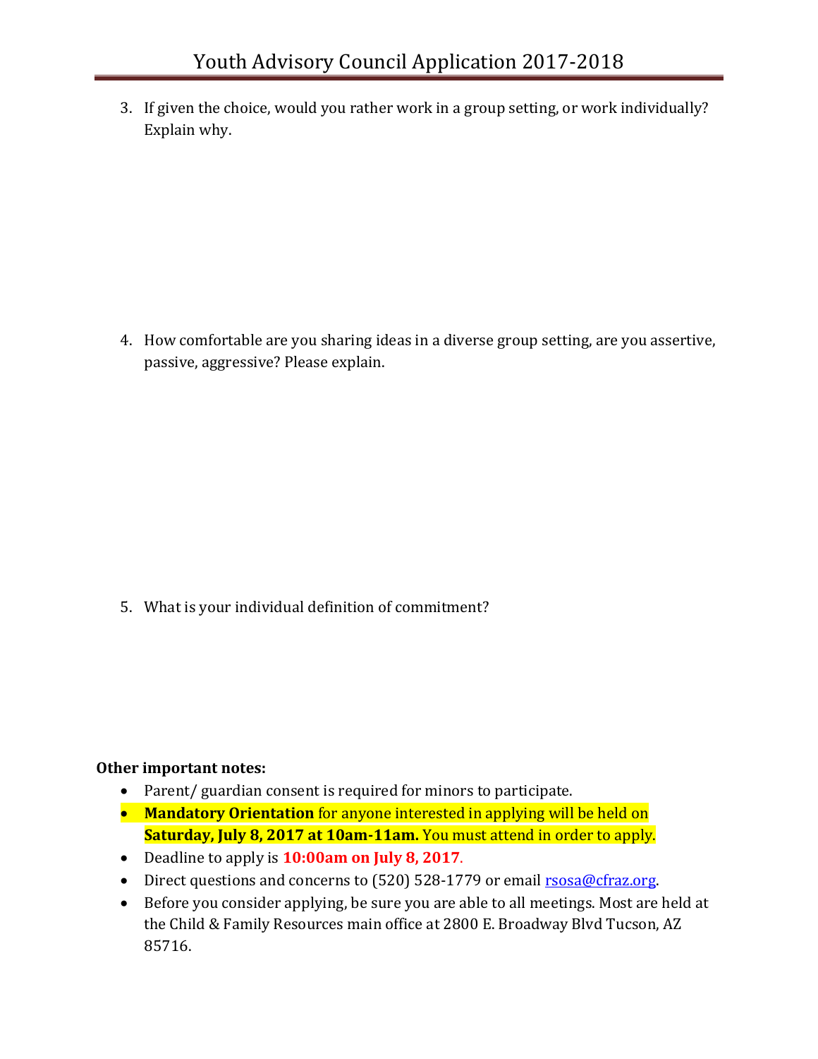3. If given the choice, would you rather work in a group setting, or work individually? Explain why.

4. How comfortable are you sharing ideas in a diverse group setting, are you assertive, passive, aggressive? Please explain.

5. What is your individual definition of commitment?

**Other important notes:**

- Parent/ guardian consent is required for minors to participate.
- **Mandatory Orientation** for anyone interested in applying will be held on **Saturday, July 8, 2017 at 10am-11am.** You must attend in order to apply.
- Deadline to apply is **10:00am on July 8, 2017**.
- Direct questions and concerns to (520) 528-1779 or email rsosa@cfraz.org.
- Before you consider applying, be sure you are able to all meetings. Most are held at the Child & Family Resources main office at 2800 E. Broadway Blvd Tucson, AZ 85716.